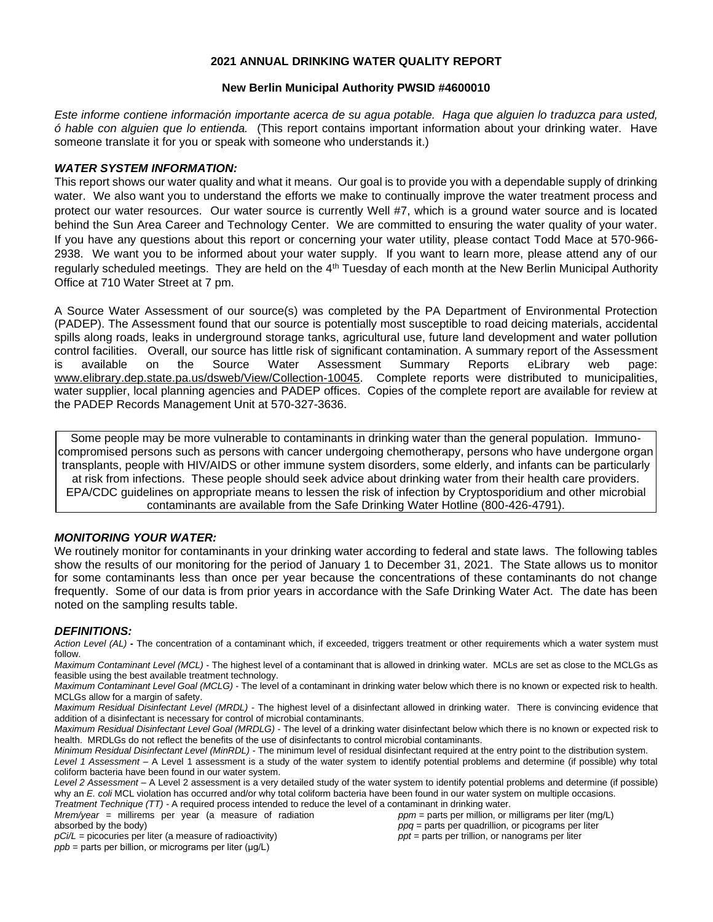# 2021 ANNUAL DRINKING WATER QUALITY REPORT

## New Berlin Municipal Authority PWSID #4600010

*Este informe contiene información importante acerca de su agua potable. Haga que alguien lo traduzca para usted, ó hable con alguien que lo entienda.* (This report contains important information about your drinking water. Have someone translate it for you or speak with someone who understands it.)

### *WATER SYSTEM INFORMATION:*

This report shows our water quality and what it means. Our goal is to provide you with a dependable supply of drinking water. We also want you to understand the efforts we make to continually improve the water treatment process and protect our water resources. Our water source is currently Well #7, which is a ground water source and is located behind the Sun Area Career and Technology Center. We are committed to ensuring the water quality of your water. If you have any questions about this report or concerning your water utility, please contact Todd Mace at 570-966-2938. We want you to be informed about your water supply. If you want to learn more, please attend any of our regularly scheduled meetings. They are held on the 4th Tuesday of each month at the New Berlin Municipal Authority Office at 710 Water Street at 7 pm.

A Source Water Assessment of our source(s) was completed by the PA Department of Environmental Protection (PADEP). The Assessment found that our source is potentially most susceptible to road deicing materials, accidental spills along roads, leaks in underground storage tanks, agricultural use, future land development and water pollution control facilities. Overall, our source has little risk of significant contamination. A summary report of the Assessment is available on the Source Water Assessment Summary Reports eLibrary web page: www.elibrary.dep.state.pa.us/dsweb/View/Collection-10045. Complete reports were distributed to municipalities, water supplier, local planning agencies and PADEP offices. Copies of the complete report are available for review at the PADEP Records Management Unit at 570-327-3636.

Some people may be more vulnerable to contaminants in drinking water than the general population. Immuno-compromised persons such as persons with cancer undergoing chemotherapy, persons who have undergone organ transplants, people with HIV/AIDS or other immune system disorders, some elderly, and infants can be particularly at risk from infections. These people should seek advice about drinking water from their health care providers. EPA/CDC guidelines on appropriate means to lessen the risk of infection by Cryptosporidium and other microbial contaminants are available from the Safe Drinking Water Hotline (800-426-4791).

### *MONITORING YOUR WATER:*

We routinely monitor for contaminants in your drinking water according to federal and state laws. The following tables show the results of our monitoring for the period of January 1 to December 31, 2021. The State allows us to monitor for some contaminants less than once per year because the concentrations of these contaminants do not change frequently. Some of our data is from prior years in accordance with the Safe Drinking Water Act. The date has been noted on the sampling results table.

### *DEFINITIONS:*

*Action Level (AL)* **-** The concentration of a contaminant which, if exceeded, triggers treatment or other requirements which a water system must follow.

*Maximum Contaminant Level (MCL)* - The highest level of a contaminant that is allowed in drinking water. MCLs are set as close to the MCLGs as feasible using the best available treatment technology.

*Maximum Contaminant Level Goal (MCLG)* - The level of a contaminant in drinking water below which there is no known or expected risk to health. MCLGs allow for a margin of safety.

*Maximum Residual Disinfectant Level (MRDL)* - The highest level of a disinfectant allowed in drinking water. There is convincing evidence that addition of a disinfectant is necessary for control of microbial contaminants.

*Maximum Residual Disinfectant Level Goal (MRDLG)* - The level of a drinking water disinfectant below which there is no known or expected risk to health. MRDLGs do not reflect the benefits of the use of disinfectants to control microbial contaminants.

*Minimum Residual Disinfectant Level (MinRDL)* - The minimum level of residual disinfectant required at the entry point to the distribution system.

*Level 1 Assessment* – A Level 1 assessment is a study of the water system to identify potential problems and determine (if possible) why total coliform bacteria have been found in our water system.

*Level 2 Assessment* – A Level 2 assessment is a very detailed study of the water system to identify potential problems and determine (if possible) why an *E. coli* MCL violation has occurred and/or why total coliform bacteria have been found in our water system on multiple occasions.

*Treatment Technique (TT)* - A required process intended to reduce the level of a contaminant in drinking water.

*Mrem/year* = millirems per year (a measure of radiation absorbed by the body)

*pCi/L* = picocuries per liter (a measure of radioactivity)

*ppb* = parts per billion, or micrograms per liter (μg/L)

*ppm* = parts per million, or milligrams per liter (mg/L)

*ppq* = parts per quadrillion, or picograms per liter

*ppt* = parts per trillion, or nanograms per liter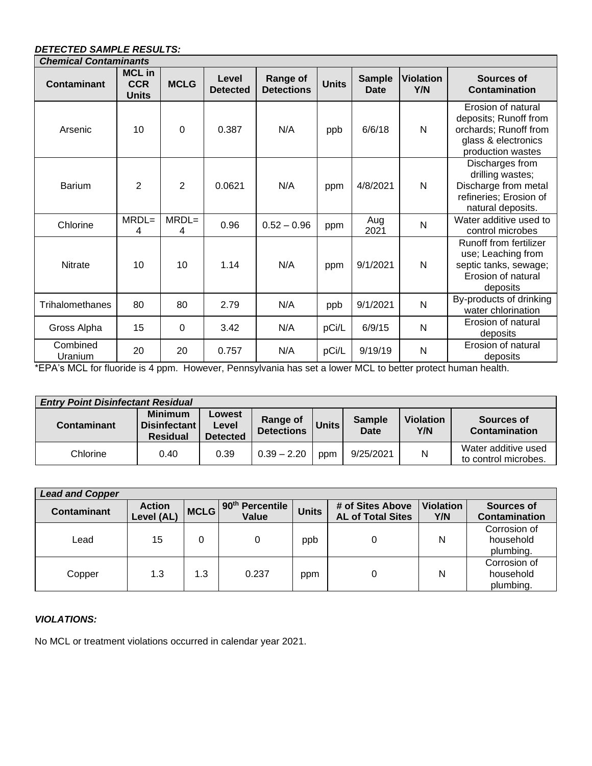***DETECTED SAMPLE RESULTS:***

| ***Chemical Contaminants*** | | | | | | | | |
|---|---|---|---|---|---|---|---|---|
| **Contaminant** | **MCL in CCR Units** | **MCLG** | **Level Detected** | **Range of Detections** | **Units** | **Sample Date** | **Violation Y/N** | **Sources of Contamination** |
| Arsenic | 10 | 0 | 0.387 | N/A | ppb | 6/6/18 | N | Erosion of natural deposits; Runoff from orchards; Runoff from glass & electronics production wastes |
| Barium | 2 | 2 | 0.0621 | N/A | ppm | 4/8/2021 | N | Discharges from drilling wastes; Discharge from metal refineries; Erosion of natural deposits. |
| Chlorine | MRDL= 4 | MRDL= 4 | 0.96 | 0.52 – 0.96 | ppm | Aug 2021 | N | Water additive used to control microbes |
| Nitrate | 10 | 10 | 1.14 | N/A | ppm | 9/1/2021 | N | Runoff from fertilizer use; Leaching from septic tanks, sewage; Erosion of natural deposits |
| Trihalomethanes | 80 | 80 | 2.79 | N/A | ppb | 9/1/2021 | N | By-products of drinking water chlorination |
| Gross Alpha | 15 | 0 | 3.42 | N/A | pCi/L | 6/9/15 | N | Erosion of natural deposits |
| Combined Uranium | 20 | 20 | 0.757 | N/A | pCi/L | 9/19/19 | N | Erosion of natural deposits |

*EPA's MCL for fluoride is 4 ppm. However, Pennsylvania has set a lower MCL to better protect human health.

| ***Entry Point Disinfectant Residual*** | | | | | | | |
|---|---|---|---|---|---|---|---|
| **Contaminant** | **Minimum Disinfectant Residual** | **Lowest Level Detected** | **Range of Detections** | **Units** | **Sample Date** | **Violation Y/N** | **Sources of Contamination** |
| Chlorine | 0.40 | 0.39 | 0.39 – 2.20 | ppm | 9/25/2021 | N | Water additive used to control microbes. |

| ***Lead and Copper*** | | | | | | | |
|---|---|---|---|---|---|---|---|
| **Contaminant** | **Action Level (AL)** | **MCLG** | **90th Percentile Value** | **Units** | **# of Sites Above AL of Total Sites** | **Violation Y/N** | **Sources of Contamination** |
| Lead | 15 | 0 | 0 | ppb | 0 | N | Corrosion of household plumbing. |
| Copper | 1.3 | 1.3 | 0.237 | ppm | 0 | N | Corrosion of household plumbing. |

***VIOLATIONS:***

No MCL or treatment violations occurred in calendar year 2021.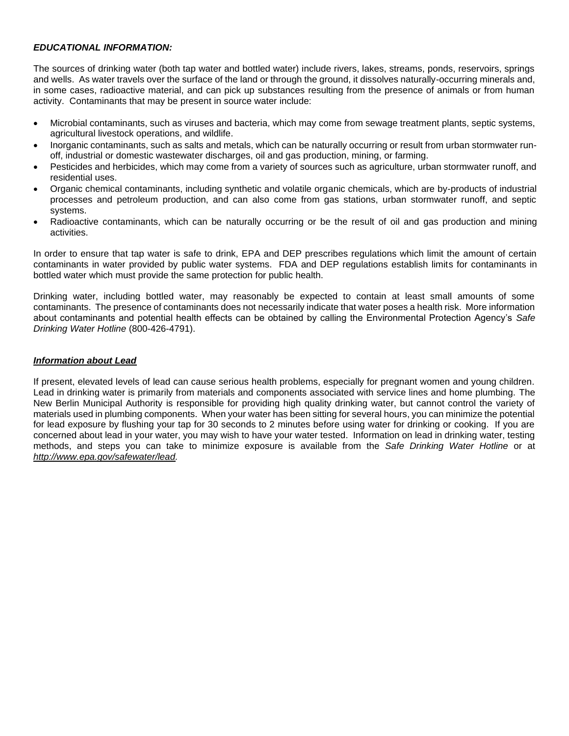***EDUCATIONAL INFORMATION:***

The sources of drinking water (both tap water and bottled water) include rivers, lakes, streams, ponds, reservoirs, springs and wells. As water travels over the surface of the land or through the ground, it dissolves naturally-occurring minerals and, in some cases, radioactive material, and can pick up substances resulting from the presence of animals or from human activity. Contaminants that may be present in source water include:

- Microbial contaminants, such as viruses and bacteria, which may come from sewage treatment plants, septic systems, agricultural livestock operations, and wildlife.
- Inorganic contaminants, such as salts and metals, which can be naturally occurring or result from urban stormwater run-off, industrial or domestic wastewater discharges, oil and gas production, mining, or farming.
- Pesticides and herbicides, which may come from a variety of sources such as agriculture, urban stormwater runoff, and residential uses.
- Organic chemical contaminants, including synthetic and volatile organic chemicals, which are by-products of industrial processes and petroleum production, and can also come from gas stations, urban stormwater runoff, and septic systems.
- Radioactive contaminants, which can be naturally occurring or be the result of oil and gas production and mining activities.

In order to ensure that tap water is safe to drink, EPA and DEP prescribes regulations which limit the amount of certain contaminants in water provided by public water systems. FDA and DEP regulations establish limits for contaminants in bottled water which must provide the same protection for public health.

Drinking water, including bottled water, may reasonably be expected to contain at least small amounts of some contaminants. The presence of contaminants does not necessarily indicate that water poses a health risk. More information about contaminants and potential health effects can be obtained by calling the Environmental Protection Agency's *Safe Drinking Water Hotline* (800-426-4791).

***Information about Lead***

If present, elevated levels of lead can cause serious health problems, especially for pregnant women and young children. Lead in drinking water is primarily from materials and components associated with service lines and home plumbing. The New Berlin Municipal Authority is responsible for providing high quality drinking water, but cannot control the variety of materials used in plumbing components. When your water has been sitting for several hours, you can minimize the potential for lead exposure by flushing your tap for 30 seconds to 2 minutes before using water for drinking or cooking. If you are concerned about lead in your water, you may wish to have your water tested. Information on lead in drinking water, testing methods, and steps you can take to minimize exposure is available from the *Safe Drinking Water Hotline* or at *http://www.epa.gov/safewater/lead.*